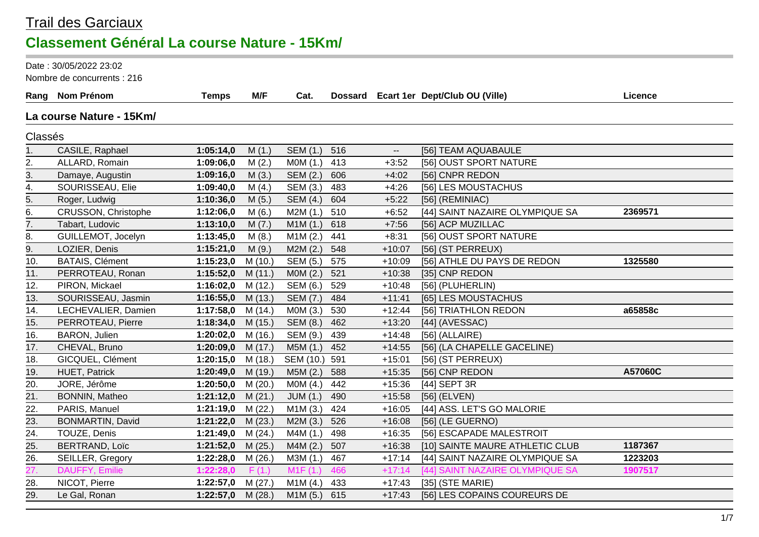# Trail des Garciaux

## Classement Général La course Nature - 15Km/

Date : 30/05/2022 23:02

Nombre de concurrents : 216

| Rang | Nom Prénom | Temps | M/F | Cat. | Dossard | Ecart 1er | Dept/Club OU (Ville) | Licence |
|---|---|---|---|---|---|---|---|---|
| **La course Nature - 15Km/** | | | | | | | | |
| Classés | | | | | | | | |
| 1. | CASILE, Raphael | **1:05:14,0** | M (1.) | SEM (1.) | 516 | -- | [56] TEAM AQUABAULE | |
| 2. | ALLARD, Romain | **1:09:06,0** | M (2.) | M0M (1.) | 413 | +3:52 | [56] OUST SPORT NATURE | |
| 3. | Damaye, Augustin | **1:09:16,0** | M (3.) | SEM (2.) | 606 | +4:02 | [56] CNPR REDON | |
| 4. | SOURISSEAU, Elie | **1:09:40,0** | M (4.) | SEM (3.) | 483 | +4:26 | [56] LES MOUSTACHUS | |
| 5. | Roger, Ludwig | **1:10:36,0** | M (5.) | SEM (4.) | 604 | +5:22 | [56] (REMINIAC) | |
| 6. | CRUSSON, Christophe | **1:12:06,0** | M (6.) | M2M (1.) | 510 | +6:52 | [44] SAINT NAZAIRE OLYMPIQUE SA | **2369571** |
| 7. | Tabart, Ludovic | **1:13:10,0** | M (7.) | M1M (1.) | 618 | +7:56 | [56] ACP MUZILLAC | |
| 8. | GUILLEMOT, Jocelyn | **1:13:45,0** | M (8.) | M1M (2.) | 441 | +8:31 | [56] OUST SPORT NATURE | |
| 9. | LOZIER, Denis | **1:15:21,0** | M (9.) | M2M (2.) | 548 | +10:07 | [56] (ST PERREUX) | |
| 10. | BATAIS, Clément | **1:15:23,0** | M (10.) | SEM (5.) | 575 | +10:09 | [56] ATHLE DU PAYS DE REDON | **1325580** |
| 11. | PERROTEAU, Ronan | **1:15:52,0** | M (11.) | M0M (2.) | 521 | +10:38 | [35] CNP REDON | |
| 12. | PIRON, Mickael | **1:16:02,0** | M (12.) | SEM (6.) | 529 | +10:48 | [56] (PLUHERLIN) | |
| 13. | SOURISSEAU, Jasmin | **1:16:55,0** | M (13.) | SEM (7.) | 484 | +11:41 | [65] LES MOUSTACHUS | |
| 14. | LECHEVALIER, Damien | **1:17:58,0** | M (14.) | M0M (3.) | 530 | +12:44 | [56] TRIATHLON REDON | **a65858c** |
| 15. | PERROTEAU, Pierre | **1:18:34,0** | M (15.) | SEM (8.) | 462 | +13:20 | [44] (AVESSAC) | |
| 16. | BARON, Julien | **1:20:02,0** | M (16.) | SEM (9.) | 439 | +14:48 | [56] (ALLAIRE) | |
| 17. | CHEVAL, Bruno | **1:20:09,0** | M (17.) | M5M (1.) | 452 | +14:55 | [56] (LA CHAPELLE GACELINE) | |
| 18. | GICQUEL, Clément | **1:20:15,0** | M (18.) | SEM (10.) | 591 | +15:01 | [56] (ST PERREUX) | |
| 19. | HUET, Patrick | **1:20:49,0** | M (19.) | M5M (2.) | 588 | +15:35 | [56] CNP REDON | **A57060C** |
| 20. | JORE, Jérôme | **1:20:50,0** | M (20.) | M0M (4.) | 442 | +15:36 | [44] SEPT 3R | |
| 21. | BONNIN, Matheo | **1:21:12,0** | M (21.) | JUM (1.) | 490 | +15:58 | [56] (ELVEN) | |
| 22. | PARIS, Manuel | **1:21:19,0** | M (22.) | M1M (3.) | 424 | +16:05 | [44] ASS. LET'S GO MALORIE | |
| 23. | BONMARTIN, David | **1:21:22,0** | M (23.) | M2M (3.) | 526 | +16:08 | [56] (LE GUERNO) | |
| 24. | TOUZE, Denis | **1:21:49,0** | M (24.) | M4M (1.) | 498 | +16:35 | [56] ESCAPADE MALESTROIT | |
| 25. | BERTRAND, Loïc | **1:21:52,0** | M (25.) | M4M (2.) | 507 | +16:38 | [10] SAINTE MAURE ATHLETIC CLUB | **1187367** |
| 26. | SEILLER, Gregory | **1:22:28,0** | M (26.) | M3M (1.) | 467 | +17:14 | [44] SAINT NAZAIRE OLYMPIQUE SA | **1223203** |
| 27. | DAUFFY, Emilie | **1:22:28,0** | F (1.) | M1F (1.) | 466 | +17:14 | [44] SAINT NAZAIRE OLYMPIQUE SA | **1907517** |
| 28. | NICOT, Pierre | **1:22:57,0** | M (27.) | M1M (4.) | 433 | +17:43 | [35] (STE MARIE) | |
| 29. | Le Gal, Ronan | **1:22:57,0** | M (28.) | M1M (5.) | 615 | +17:43 | [56] LES COPAINS COUREURS DE | |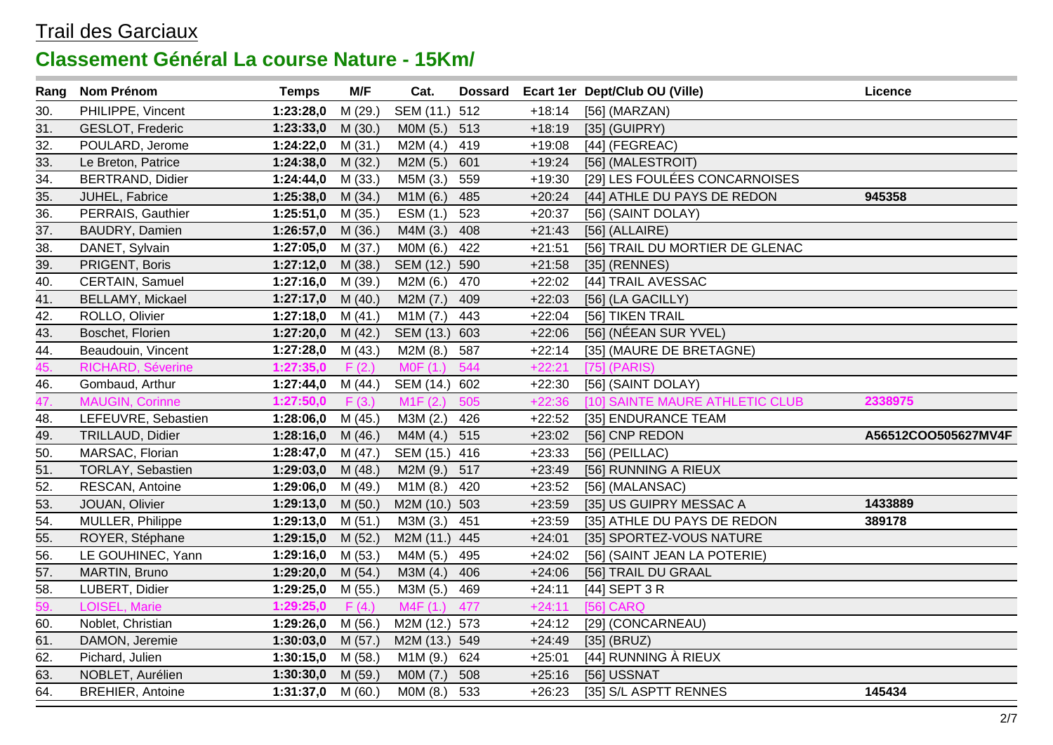# Trail des Garciaux

## Classement Général La course Nature - 15Km/

| Rang | Nom Prénom | Temps | M/F | Cat. | Dossard | Ecart 1er | Dept/Club OU (Ville) | Licence |
|---|---|---|---|---|---|---|---|---|
| 30. | PHILIPPE, Vincent | **1:23:28,0** | M (29.) | SEM (11.) | 512 | +18:14 | [56] (MARZAN) | |
| 31. | GESLOT, Frederic | **1:23:33,0** | M (30.) | M0M (5.) | 513 | +18:19 | [35] (GUIPRY) | |
| 32. | POULARD, Jerome | **1:24:22,0** | M (31.) | M2M (4.) | 419 | +19:08 | [44] (FEGREAC) | |
| 33. | Le Breton, Patrice | **1:24:38,0** | M (32.) | M2M (5.) | 601 | +19:24 | [56] (MALESTROIT) | |
| 34. | BERTRAND, Didier | **1:24:44,0** | M (33.) | M5M (3.) | 559 | +19:30 | [29] LES FOULÉES CONCARNOISES | |
| 35. | JUHEL, Fabrice | **1:25:38,0** | M (34.) | M1M (6.) | 485 | +20:24 | [44] ATHLE DU PAYS DE REDON | **945358** |
| 36. | PERRAIS, Gauthier | **1:25:51,0** | M (35.) | ESM (1.) | 523 | +20:37 | [56] (SAINT DOLAY) | |
| 37. | BAUDRY, Damien | **1:26:57,0** | M (36.) | M4M (3.) | 408 | +21:43 | [56] (ALLAIRE) | |
| 38. | DANET, Sylvain | **1:27:05,0** | M (37.) | M0M (6.) | 422 | +21:51 | [56] TRAIL DU MORTIER DE GLENAC | |
| 39. | PRIGENT, Boris | **1:27:12,0** | M (38.) | SEM (12.) | 590 | +21:58 | [35] (RENNES) | |
| 40. | CERTAIN, Samuel | **1:27:16,0** | M (39.) | M2M (6.) | 470 | +22:02 | [44] TRAIL AVESSAC | |
| 41. | BELLAMY, Mickael | **1:27:17,0** | M (40.) | M2M (7.) | 409 | +22:03 | [56] (LA GACILLY) | |
| 42. | ROLLO, Olivier | **1:27:18,0** | M (41.) | M1M (7.) | 443 | +22:04 | [56] TIKEN TRAIL | |
| 43. | Boschet, Florien | **1:27:20,0** | M (42.) | SEM (13.) | 603 | +22:06 | [56] (NÉEAN SUR YVEL) | |
| 44. | Beaudouin, Vincent | **1:27:28,0** | M (43.) | M2M (8.) | 587 | +22:14 | [35] (MAURE DE BRETAGNE) | |
| 45. | RICHARD, Séverine | **1:27:35,0** | F (2.) | M0F (1.) | 544 | +22:21 | [75] (PARIS) | |
| 46. | Gombaud, Arthur | **1:27:44,0** | M (44.) | SEM (14.) | 602 | +22:30 | [56] (SAINT DOLAY) | |
| 47. | MAUGIN, Corinne | **1:27:50,0** | F (3.) | M1F (2.) | 505 | +22:36 | [10] SAINTE MAURE ATHLETIC CLUB | **2338975** |
| 48. | LEFEUVRE, Sebastien | **1:28:06,0** | M (45.) | M3M (2.) | 426 | +22:52 | [35] ENDURANCE TEAM | |
| 49. | TRILLAUD, Didier | **1:28:16,0** | M (46.) | M4M (4.) | 515 | +23:02 | [56] CNP REDON | **A56512COO505627MV4F** |
| 50. | MARSAC, Florian | **1:28:47,0** | M (47.) | SEM (15.) | 416 | +23:33 | [56] (PEILLAC) | |
| 51. | TORLAY, Sebastien | **1:29:03,0** | M (48.) | M2M (9.) | 517 | +23:49 | [56] RUNNING A RIEUX | |
| 52. | RESCAN, Antoine | **1:29:06,0** | M (49.) | M1M (8.) | 420 | +23:52 | [56] (MALANSAC) | |
| 53. | JOUAN, Olivier | **1:29:13,0** | M (50.) | M2M (10.) | 503 | +23:59 | [35] US GUIPRY MESSAC A | **1433889** |
| 54. | MULLER, Philippe | **1:29:13,0** | M (51.) | M3M (3.) | 451 | +23:59 | [35] ATHLE DU PAYS DE REDON | **389178** |
| 55. | ROYER, Stéphane | **1:29:15,0** | M (52.) | M2M (11.) | 445 | +24:01 | [35] SPORTEZ-VOUS NATURE | |
| 56. | LE GOUHINEC, Yann | **1:29:16,0** | M (53.) | M4M (5.) | 495 | +24:02 | [56] (SAINT JEAN LA POTERIE) | |
| 57. | MARTIN, Bruno | **1:29:20,0** | M (54.) | M3M (4.) | 406 | +24:06 | [56] TRAIL DU GRAAL | |
| 58. | LUBERT, Didier | **1:29:25,0** | M (55.) | M3M (5.) | 469 | +24:11 | [44] SEPT 3 R | |
| 59. | LOISEL, Marie | **1:29:25,0** | F (4.) | M4F (1.) | 477 | +24:11 | [56] CARQ | |
| 60. | Noblet, Christian | **1:29:26,0** | M (56.) | M2M (12.) | 573 | +24:12 | [29] (CONCARNEAU) | |
| 61. | DAMON, Jeremie | **1:30:03,0** | M (57.) | M2M (13.) | 549 | +24:49 | [35] (BRUZ) | |
| 62. | Pichard, Julien | **1:30:15,0** | M (58.) | M1M (9.) | 624 | +25:01 | [44] RUNNING À RIEUX | |
| 63. | NOBLET, Aurélien | **1:30:30,0** | M (59.) | M0M (7.) | 508 | +25:16 | [56] USSNAT | |
| 64. | BREHIER, Antoine | **1:31:37,0** | M (60.) | M0M (8.) | 533 | +26:23 | [35] S/L ASPTT RENNES | **145434** |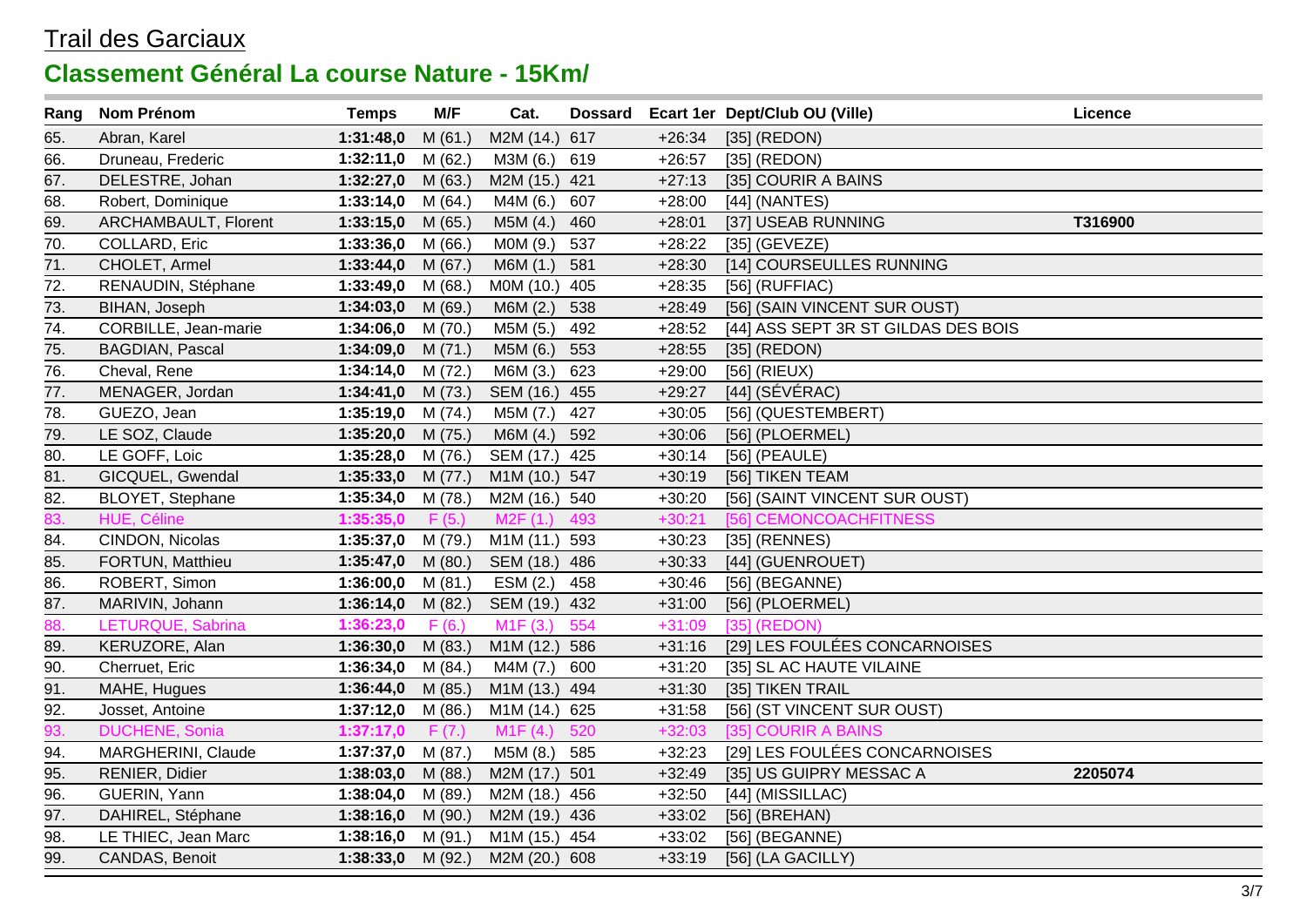Trail des Garciaux

## Classement Général La course Nature - 15Km/

| Rang | Nom Prénom | Temps | M/F | Cat. | Dossard | Ecart 1er | Dept/Club OU (Ville) | Licence |
|---|---|---|---|---|---|---|---|---|
| 65. | Abran, Karel | **1:31:48,0** | M (61.) | M2M (14.) | 617 | +26:34 | [35] (REDON) | |
| 66. | Druneau, Frederic | **1:32:11,0** | M (62.) | M3M (6.) | 619 | +26:57 | [35] (REDON) | |
| 67. | DELESTRE, Johan | **1:32:27,0** | M (63.) | M2M (15.) | 421 | +27:13 | [35] COURIR A BAINS | |
| 68. | Robert, Dominique | **1:33:14,0** | M (64.) | M4M (6.) | 607 | +28:00 | [44] (NANTES) | |
| 69. | ARCHAMBAULT, Florent | **1:33:15,0** | M (65.) | M5M (4.) | 460 | +28:01 | [37] USEAB RUNNING | **T316900** |
| 70. | COLLARD, Eric | **1:33:36,0** | M (66.) | M0M (9.) | 537 | +28:22 | [35] (GEVEZE) | |
| 71. | CHOLET, Armel | **1:33:44,0** | M (67.) | M6M (1.) | 581 | +28:30 | [14] COURSEULLES RUNNING | |
| 72. | RENAUDIN, Stéphane | **1:33:49,0** | M (68.) | M0M (10.) | 405 | +28:35 | [56] (RUFFIAC) | |
| 73. | BIHAN, Joseph | **1:34:03,0** | M (69.) | M6M (2.) | 538 | +28:49 | [56] (SAIN VINCENT SUR OUST) | |
| 74. | CORBILLE, Jean-marie | **1:34:06,0** | M (70.) | M5M (5.) | 492 | +28:52 | [44] ASS SEPT 3R ST GILDAS DES BOIS | |
| 75. | BAGDIAN, Pascal | **1:34:09,0** | M (71.) | M5M (6.) | 553 | +28:55 | [35] (REDON) | |
| 76. | Cheval, Rene | **1:34:14,0** | M (72.) | M6M (3.) | 623 | +29:00 | [56] (RIEUX) | |
| 77. | MENAGER, Jordan | **1:34:41,0** | M (73.) | SEM (16.) | 455 | +29:27 | [44] (SÉVÉRAC) | |
| 78. | GUEZO, Jean | **1:35:19,0** | M (74.) | M5M (7.) | 427 | +30:05 | [56] (QUESTEMBERT) | |
| 79. | LE SOZ, Claude | **1:35:20,0** | M (75.) | M6M (4.) | 592 | +30:06 | [56] (PLOERMEL) | |
| 80. | LE GOFF, Loic | **1:35:28,0** | M (76.) | SEM (17.) | 425 | +30:14 | [56] (PEAULE) | |
| 81. | GICQUEL, Gwendal | **1:35:33,0** | M (77.) | M1M (10.) | 547 | +30:19 | [56] TIKEN TEAM | |
| 82. | BLOYET, Stephane | **1:35:34,0** | M (78.) | M2M (16.) | 540 | +30:20 | [56] (SAINT VINCENT SUR OUST) | |
| 83. | HUE, Céline | **1:35:35,0** | F (5.) | M2F (1.) | 493 | +30:21 | [56] CEMONCOACHFITNESS | |
| 84. | CINDON, Nicolas | **1:35:37,0** | M (79.) | M1M (11.) | 593 | +30:23 | [35] (RENNES) | |
| 85. | FORTUN, Matthieu | **1:35:47,0** | M (80.) | SEM (18.) | 486 | +30:33 | [44] (GUENROUET) | |
| 86. | ROBERT, Simon | **1:36:00,0** | M (81.) | ESM (2.) | 458 | +30:46 | [56] (BEGANNE) | |
| 87. | MARIVIN, Johann | **1:36:14,0** | M (82.) | SEM (19.) | 432 | +31:00 | [56] (PLOERMEL) | |
| 88. | LETURQUE, Sabrina | **1:36:23,0** | F (6.) | M1F (3.) | 554 | +31:09 | [35] (REDON) | |
| 89. | KERUZORE, Alan | **1:36:30,0** | M (83.) | M1M (12.) | 586 | +31:16 | [29] LES FOULÉES CONCARNOISES | |
| 90. | Cherruet, Eric | **1:36:34,0** | M (84.) | M4M (7.) | 600 | +31:20 | [35] SL AC HAUTE VILAINE | |
| 91. | MAHE, Hugues | **1:36:44,0** | M (85.) | M1M (13.) | 494 | +31:30 | [35] TIKEN TRAIL | |
| 92. | Josset, Antoine | **1:37:12,0** | M (86.) | M1M (14.) | 625 | +31:58 | [56] (ST VINCENT SUR OUST) | |
| 93. | DUCHENE, Sonia | **1:37:17,0** | F (7.) | M1F (4.) | 520 | +32:03 | [35] COURIR A BAINS | |
| 94. | MARGHERINI, Claude | **1:37:37,0** | M (87.) | M5M (8.) | 585 | +32:23 | [29] LES FOULÉES CONCARNOISES | |
| 95. | RENIER, Didier | **1:38:03,0** | M (88.) | M2M (17.) | 501 | +32:49 | [35] US GUIPRY MESSAC A | **2205074** |
| 96. | GUERIN, Yann | **1:38:04,0** | M (89.) | M2M (18.) | 456 | +32:50 | [44] (MISSILLAC) | |
| 97. | DAHIREL, Stéphane | **1:38:16,0** | M (90.) | M2M (19.) | 436 | +33:02 | [56] (BREHAN) | |
| 98. | LE THIEC, Jean Marc | **1:38:16,0** | M (91.) | M1M (15.) | 454 | +33:02 | [56] (BEGANNE) | |
| 99. | CANDAS, Benoit | **1:38:33,0** | M (92.) | M2M (20.) | 608 | +33:19 | [56] (LA GACILLY) | |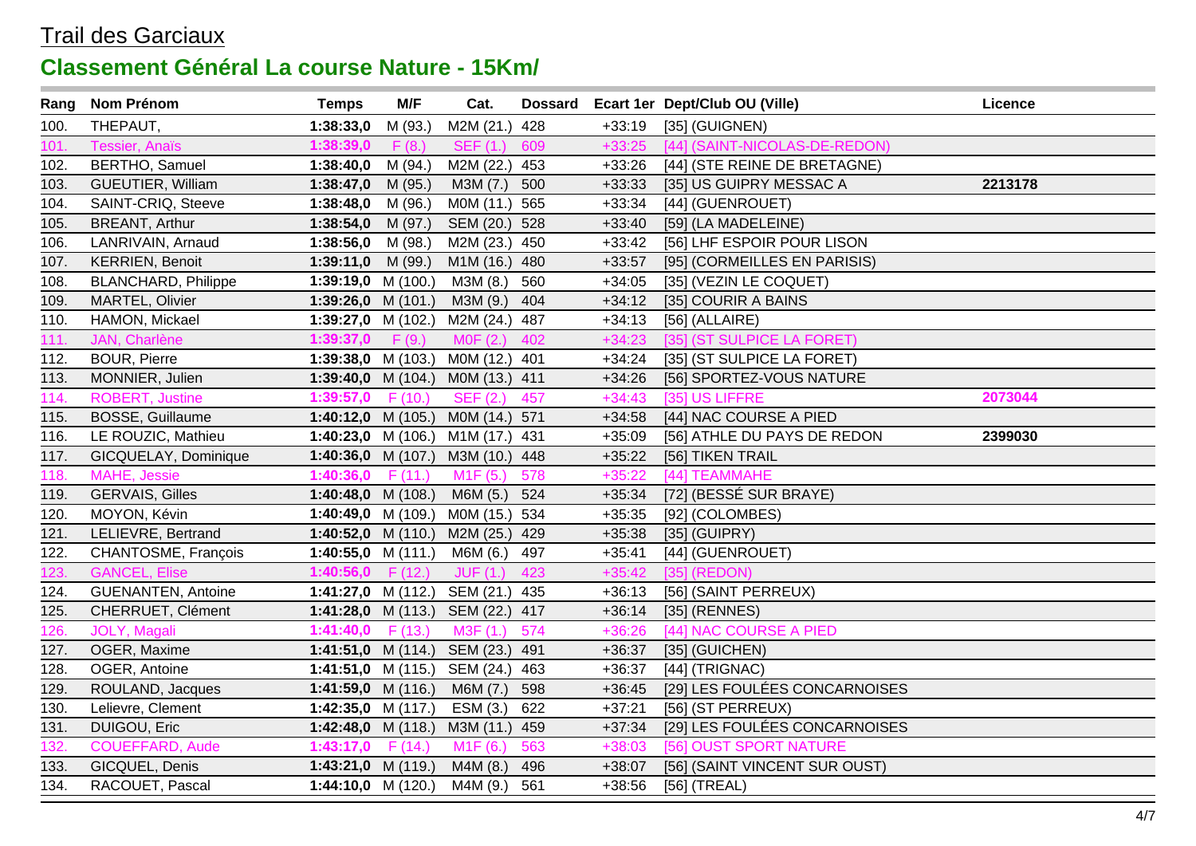# Trail des Garciaux

## Classement Général La course Nature - 15Km/

| Rang | Nom Prénom | Temps | M/F | Cat. | Dossard | Ecart 1er | Dept/Club OU (Ville) | Licence |
|---|---|---|---|---|---|---|---|---|
| 100. | THEPAUT, | **1:38:33,0** | M (93.) | M2M (21.) | 428 | +33:19 | [35] (GUIGNEN) | |
| 101. | Tessier, Anaïs | **1:38:39,0** | F (8.) | SEF (1.) | 609 | +33:25 | [44] (SAINT-NICOLAS-DE-REDON) | |
| 102. | BERTHO, Samuel | **1:38:40,0** | M (94.) | M2M (22.) | 453 | +33:26 | [44] (STE REINE DE BRETAGNE) | |
| 103. | GUEUTIER, William | **1:38:47,0** | M (95.) | M3M (7.) | 500 | +33:33 | [35] US GUIPRY MESSAC A | **2213178** |
| 104. | SAINT-CRIQ, Steeve | **1:38:48,0** | M (96.) | M0M (11.) | 565 | +33:34 | [44] (GUENROUET) | |
| 105. | BREANT, Arthur | **1:38:54,0** | M (97.) | SEM (20.) | 528 | +33:40 | [59] (LA MADELEINE) | |
| 106. | LANRIVAIN, Arnaud | **1:38:56,0** | M (98.) | M2M (23.) | 450 | +33:42 | [56] LHF ESPOIR POUR LISON | |
| 107. | KERRIEN, Benoit | **1:39:11,0** | M (99.) | M1M (16.) | 480 | +33:57 | [95] (CORMEILLES EN PARISIS) | |
| 108. | BLANCHARD, Philippe | **1:39:19,0** | M (100.) | M3M (8.) | 560 | +34:05 | [35] (VEZIN LE COQUET) | |
| 109. | MARTEL, Olivier | **1:39:26,0** | M (101.) | M3M (9.) | 404 | +34:12 | [35] COURIR A BAINS | |
| 110. | HAMON, Mickael | **1:39:27,0** | M (102.) | M2M (24.) | 487 | +34:13 | [56] (ALLAIRE) | |
| 111. | JAN, Charlène | **1:39:37,0** | F (9.) | M0F (2.) | 402 | +34:23 | [35] (ST SULPICE LA FORET) | |
| 112. | BOUR, Pierre | **1:39:38,0** | M (103.) | M0M (12.) | 401 | +34:24 | [35] (ST SULPICE LA FORET) | |
| 113. | MONNIER, Julien | **1:39:40,0** | M (104.) | M0M (13.) | 411 | +34:26 | [56] SPORTEZ-VOUS NATURE | |
| 114. | ROBERT, Justine | **1:39:57,0** | F (10.) | SEF (2.) | 457 | +34:43 | [35] US LIFFRE | **2073044** |
| 115. | BOSSE, Guillaume | **1:40:12,0** | M (105.) | M0M (14.) | 571 | +34:58 | [44] NAC COURSE A PIED | |
| 116. | LE ROUZIC, Mathieu | **1:40:23,0** | M (106.) | M1M (17.) | 431 | +35:09 | [56] ATHLE DU PAYS DE REDON | **2399030** |
| 117. | GICQUELAY, Dominique | **1:40:36,0** | M (107.) | M3M (10.) | 448 | +35:22 | [56] TIKEN TRAIL | |
| 118. | MAHE, Jessie | **1:40:36,0** | F (11.) | M1F (5.) | 578 | +35:22 | [44] TEAMMAHE | |
| 119. | GERVAIS, Gilles | **1:40:48,0** | M (108.) | M6M (5.) | 524 | +35:34 | [72] (BESSÉ SUR BRAYE) | |
| 120. | MOYON, Kévin | **1:40:49,0** | M (109.) | M0M (15.) | 534 | +35:35 | [92] (COLOMBES) | |
| 121. | LELIEVRE, Bertrand | **1:40:52,0** | M (110.) | M2M (25.) | 429 | +35:38 | [35] (GUIPRY) | |
| 122. | CHANTOSME, François | **1:40:55,0** | M (111.) | M6M (6.) | 497 | +35:41 | [44] (GUENROUET) | |
| 123. | GANCEL, Elise | **1:40:56,0** | F (12.) | JUF (1.) | 423 | +35:42 | [35] (REDON) | |
| 124. | GUENANTEN, Antoine | **1:41:27,0** | M (112.) | SEM (21.) | 435 | +36:13 | [56] (SAINT PERREUX) | |
| 125. | CHERRUET, Clément | **1:41:28,0** | M (113.) | SEM (22.) | 417 | +36:14 | [35] (RENNES) | |
| 126. | JOLY, Magali | **1:41:40,0** | F (13.) | M3F (1.) | 574 | +36:26 | [44] NAC COURSE A PIED | |
| 127. | OGER, Maxime | **1:41:51,0** | M (114.) | SEM (23.) | 491 | +36:37 | [35] (GUICHEN) | |
| 128. | OGER, Antoine | **1:41:51,0** | M (115.) | SEM (24.) | 463 | +36:37 | [44] (TRIGNAC) | |
| 129. | ROULAND, Jacques | **1:41:59,0** | M (116.) | M6M (7.) | 598 | +36:45 | [29] LES FOULÉES CONCARNOISES | |
| 130. | Lelievre, Clement | **1:42:35,0** | M (117.) | ESM (3.) | 622 | +37:21 | [56] (ST PERREUX) | |
| 131. | DUIGOU, Eric | **1:42:48,0** | M (118.) | M3M (11.) | 459 | +37:34 | [29] LES FOULÉES CONCARNOISES | |
| 132. | COUEFFARD, Aude | **1:43:17,0** | F (14.) | M1F (6.) | 563 | +38:03 | [56] OUST SPORT NATURE | |
| 133. | GICQUEL, Denis | **1:43:21,0** | M (119.) | M4M (8.) | 496 | +38:07 | [56] (SAINT VINCENT SUR OUST) | |
| 134. | RACOUET, Pascal | **1:44:10,0** | M (120.) | M4M (9.) | 561 | +38:56 | [56] (TREAL) | |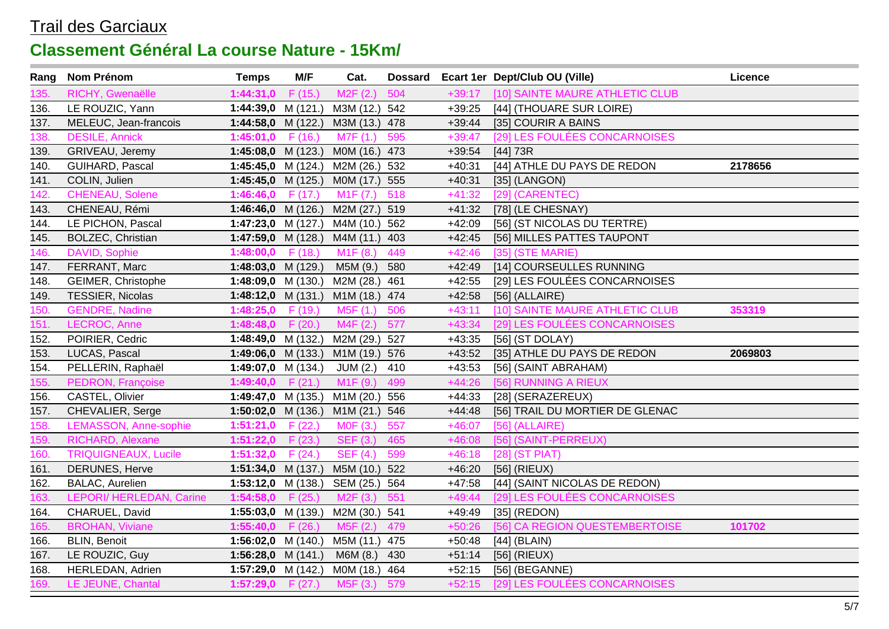# Trail des Garciaux

## Classement Général La course Nature - 15Km/

| Rang | Nom Prénom | Temps | M/F | Cat. | Dossard | Ecart 1er | Dept/Club OU (Ville) | Licence |
|---|---|---|---|---|---|---|---|---|
| 135. | RICHY, Gwenaëlle | **1:44:31,0** | F (15.) | M2F (2.) | 504 | +39:17 | [10] SAINTE MAURE ATHLETIC CLUB | |
| 136. | LE ROUZIC, Yann | **1:44:39,0** | M (121.) | M3M (12.) | 542 | +39:25 | [44] (THOUARE SUR LOIRE) | |
| 137. | MELEUC, Jean-francois | **1:44:58,0** | M (122.) | M3M (13.) | 478 | +39:44 | [35] COURIR A BAINS | |
| 138. | DESILE, Annick | **1:45:01,0** | F (16.) | M7F (1.) | 595 | +39:47 | [29] LES FOULÉES CONCARNOISES | |
| 139. | GRIVEAU, Jeremy | **1:45:08,0** | M (123.) | M0M (16.) | 473 | +39:54 | [44] 73R | |
| 140. | GUIHARD, Pascal | **1:45:45,0** | M (124.) | M2M (26.) | 532 | +40:31 | [44] ATHLE DU PAYS DE REDON | **2178656** |
| 141. | COLIN, Julien | **1:45:45,0** | M (125.) | M0M (17.) | 555 | +40:31 | [35] (LANGON) | |
| 142. | CHENEAU, Solene | **1:46:46,0** | F (17.) | M1F (7.) | 518 | +41:32 | [29] (CARENTEC) | |
| 143. | CHENEAU, Rémi | **1:46:46,0** | M (126.) | M2M (27.) | 519 | +41:32 | [78] (LE CHESNAY) | |
| 144. | LE PICHON, Pascal | **1:47:23,0** | M (127.) | M4M (10.) | 562 | +42:09 | [56] (ST NICOLAS DU TERTRE) | |
| 145. | BOLZEC, Christian | **1:47:59,0** | M (128.) | M4M (11.) | 403 | +42:45 | [56] MILLES PATTES TAUPONT | |
| 146. | DAVID, Sophie | **1:48:00,0** | F (18.) | M1F (8.) | 449 | +42:46 | [35] (STE MARIE) | |
| 147. | FERRANT, Marc | **1:48:03,0** | M (129.) | M5M (9.) | 580 | +42:49 | [14] COURSEULLES RUNNING | |
| 148. | GEIMER, Christophe | **1:48:09,0** | M (130.) | M2M (28.) | 461 | +42:55 | [29] LES FOULÉES CONCARNOISES | |
| 149. | TESSIER, Nicolas | **1:48:12,0** | M (131.) | M1M (18.) | 474 | +42:58 | [56] (ALLAIRE) | |
| 150. | GENDRE, Nadine | **1:48:25,0** | F (19.) | M5F (1.) | 506 | +43:11 | [10] SAINTE MAURE ATHLETIC CLUB | **353319** |
| 151. | LECROC, Anne | **1:48:48,0** | F (20.) | M4F (2.) | 577 | +43:34 | [29] LES FOULÉES CONCARNOISES | |
| 152. | POIRIER, Cedric | **1:48:49,0** | M (132.) | M2M (29.) | 527 | +43:35 | [56] (ST DOLAY) | |
| 153. | LUCAS, Pascal | **1:49:06,0** | M (133.) | M1M (19.) | 576 | +43:52 | [35] ATHLE DU PAYS DE REDON | **2069803** |
| 154. | PELLERIN, Raphaël | **1:49:07,0** | M (134.) | JUM (2.) | 410 | +43:53 | [56] (SAINT ABRAHAM) | |
| 155. | PEDRON, Françoise | **1:49:40,0** | F (21.) | M1F (9.) | 499 | +44:26 | [56] RUNNING A RIEUX | |
| 156. | CASTEL, Olivier | **1:49:47,0** | M (135.) | M1M (20.) | 556 | +44:33 | [28] (SERAZEREUX) | |
| 157. | CHEVALIER, Serge | **1:50:02,0** | M (136.) | M1M (21.) | 546 | +44:48 | [56] TRAIL DU MORTIER DE GLENAC | |
| 158. | LEMASSON, Anne-sophie | **1:51:21,0** | F (22.) | M0F (3.) | 557 | +46:07 | [56] (ALLAIRE) | |
| 159. | RICHARD, Alexane | **1:51:22,0** | F (23.) | SEF (3.) | 465 | +46:08 | [56] (SAINT-PERREUX) | |
| 160. | TRIQUIGNEAUX, Lucile | **1:51:32,0** | F (24.) | SEF (4.) | 599 | +46:18 | [28] (ST PIAT) | |
| 161. | DERUNES, Herve | **1:51:34,0** | M (137.) | M5M (10.) | 522 | +46:20 | [56] (RIEUX) | |
| 162. | BALAC, Aurelien | **1:53:12,0** | M (138.) | SEM (25.) | 564 | +47:58 | [44] (SAINT NICOLAS DE REDON) | |
| 163. | LEPORI/ HERLEDAN, Carine | **1:54:58,0** | F (25.) | M2F (3.) | 551 | +49:44 | [29] LES FOULÉES CONCARNOISES | |
| 164. | CHARUEL, David | **1:55:03,0** | M (139.) | M2M (30.) | 541 | +49:49 | [35] (REDON) | |
| 165. | BROHAN, Viviane | **1:55:40,0** | F (26.) | M5F (2.) | 479 | +50:26 | [56] CA REGION QUESTEMBERTOISE | **101702** |
| 166. | BLIN, Benoit | **1:56:02,0** | M (140.) | M5M (11.) | 475 | +50:48 | [44] (BLAIN) | |
| 167. | LE ROUZIC, Guy | **1:56:28,0** | M (141.) | M6M (8.) | 430 | +51:14 | [56] (RIEUX) | |
| 168. | HERLEDAN, Adrien | **1:57:29,0** | M (142.) | M0M (18.) | 464 | +52:15 | [56] (BEGANNE) | |
| 169. | LE JEUNE, Chantal | **1:57:29,0** | F (27.) | M5F (3.) | 579 | +52:15 | [29] LES FOULÉES CONCARNOISES | |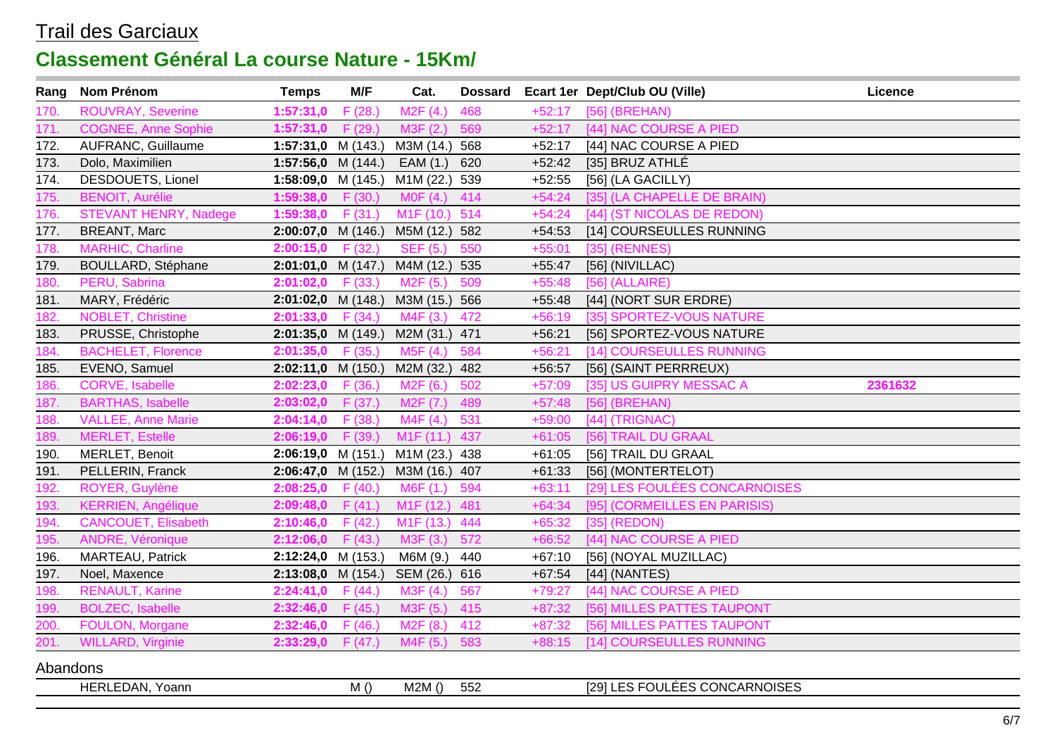# Trail des Garciaux

## Classement Général La course Nature - 15Km/

| Rang | Nom Prénom | Temps | M/F | Cat. | Dossard | Ecart 1er | Dept/Club OU (Ville) | Licence |
|---|---|---|---|---|---|---|---|---|
| 170. | ROUVRAY, Severine | **1:57:31,0** | F (28.) | M2F (4.) | 468 | +52:17 | [56] (BREHAN) | |
| 171. | COGNEE, Anne Sophie | **1:57:31,0** | F (29.) | M3F (2.) | 569 | +52:17 | [44] NAC COURSE A PIED | |
| 172. | AUFRANC, Guillaume | **1:57:31,0** | M (143.) | M3M (14.) | 568 | +52:17 | [44] NAC COURSE A PIED | |
| 173. | Dolo, Maximilien | **1:57:56,0** | M (144.) | EAM (1.) | 620 | +52:42 | [35] BRUZ ATHLÉ | |
| 174. | DESDOUETS, Lionel | **1:58:09,0** | M (145.) | M1M (22.) | 539 | +52:55 | [56] (LA GACILLY) | |
| 175. | BENOIT, Aurélie | **1:59:38,0** | F (30.) | M0F (4.) | 414 | +54:24 | [35] (LA CHAPELLE DE BRAIN) | |
| 176. | STEVANT HENRY, Nadege | **1:59:38,0** | F (31.) | M1F (10.) | 514 | +54:24 | [44] (ST NICOLAS DE REDON) | |
| 177. | BREANT, Marc | **2:00:07,0** | M (146.) | M5M (12.) | 582 | +54:53 | [14] COURSEULLES RUNNING | |
| 178. | MARHIC, Charline | **2:00:15,0** | F (32.) | SEF (5.) | 550 | +55:01 | [35] (RENNES) | |
| 179. | BOULLARD, Stéphane | **2:01:01,0** | M (147.) | M4M (12.) | 535 | +55:47 | [56] (NIVILLAC) | |
| 180. | PERU, Sabrina | **2:01:02,0** | F (33.) | M2F (5.) | 509 | +55:48 | [56] (ALLAIRE) | |
| 181. | MARY, Frédéric | **2:01:02,0** | M (148.) | M3M (15.) | 566 | +55:48 | [44] (NORT SUR ERDRE) | |
| 182. | NOBLET, Christine | **2:01:33,0** | F (34.) | M4F (3.) | 472 | +56:19 | [35] SPORTEZ-VOUS NATURE | |
| 183. | PRUSSE, Christophe | **2:01:35,0** | M (149.) | M2M (31.) | 471 | +56:21 | [56] SPORTEZ-VOUS NATURE | |
| 184. | BACHELET, Florence | **2:01:35,0** | F (35.) | M5F (4.) | 584 | +56:21 | [14] COURSEULLES RUNNING | |
| 185. | EVENO, Samuel | **2:02:11,0** | M (150.) | M2M (32.) | 482 | +56:57 | [56] (SAINT PERRREUX) | |
| 186. | CORVE, Isabelle | **2:02:23,0** | F (36.) | M2F (6.) | 502 | +57:09 | [35] US GUIPRY MESSAC A | **2361632** |
| 187. | BARTHAS, Isabelle | **2:03:02,0** | F (37.) | M2F (7.) | 489 | +57:48 | [56] (BREHAN) | |
| 188. | VALLEE, Anne Marie | **2:04:14,0** | F (38.) | M4F (4.) | 531 | +59:00 | [44] (TRIGNAC) | |
| 189. | MERLET, Estelle | **2:06:19,0** | F (39.) | M1F (11.) | 437 | +61:05 | [56] TRAIL DU GRAAL | |
| 190. | MERLET, Benoit | **2:06:19,0** | M (151.) | M1M (23.) | 438 | +61:05 | [56] TRAIL DU GRAAL | |
| 191. | PELLERIN, Franck | **2:06:47,0** | M (152.) | M3M (16.) | 407 | +61:33 | [56] (MONTERTELOT) | |
| 192. | ROYER, Guylène | **2:08:25,0** | F (40.) | M6F (1.) | 594 | +63:11 | [29] LES FOULÉES CONCARNOISES | |
| 193. | KERRIEN, Angélique | **2:09:48,0** | F (41.) | M1F (12.) | 481 | +64:34 | [95] (CORMEILLES EN PARISIS) | |
| 194. | CANCOUET, Elisabeth | **2:10:46,0** | F (42.) | M1F (13.) | 444 | +65:32 | [35] (REDON) | |
| 195. | ANDRE, Véronique | **2:12:06,0** | F (43.) | M3F (3.) | 572 | +66:52 | [44] NAC COURSE A PIED | |
| 196. | MARTEAU, Patrick | **2:12:24,0** | M (153.) | M6M (9.) | 440 | +67:10 | [56] (NOYAL MUZILLAC) | |
| 197. | Noel, Maxence | **2:13:08,0** | M (154.) | SEM (26.) | 616 | +67:54 | [44] (NANTES) | |
| 198. | RENAULT, Karine | **2:24:41,0** | F (44.) | M3F (4.) | 567 | +79:27 | [44] NAC COURSE A PIED | |
| 199. | BOLZEC, Isabelle | **2:32:46,0** | F (45.) | M3F (5.) | 415 | +87:32 | [56] MILLES PATTES TAUPONT | |
| 200. | FOULON, Morgane | **2:32:46,0** | F (46.) | M2F (8.) | 412 | +87:32 | [56] MILLES PATTES TAUPONT | |
| 201. | WILLARD, Virginie | **2:33:29,0** | F (47.) | M4F (5.) | 583 | +88:15 | [14] COURSEULLES RUNNING | |

Abandons

| Rang | Nom Prénom | Temps | M/F | Cat. | Dossard | Ecart 1er | Dept/Club OU (Ville) | Licence |
|---|---|---|---|---|---|---|---|---|
| | HERLEDAN, Yoann | | M () | M2M () | 552 | | [29] LES FOULÉES CONCARNOISES | |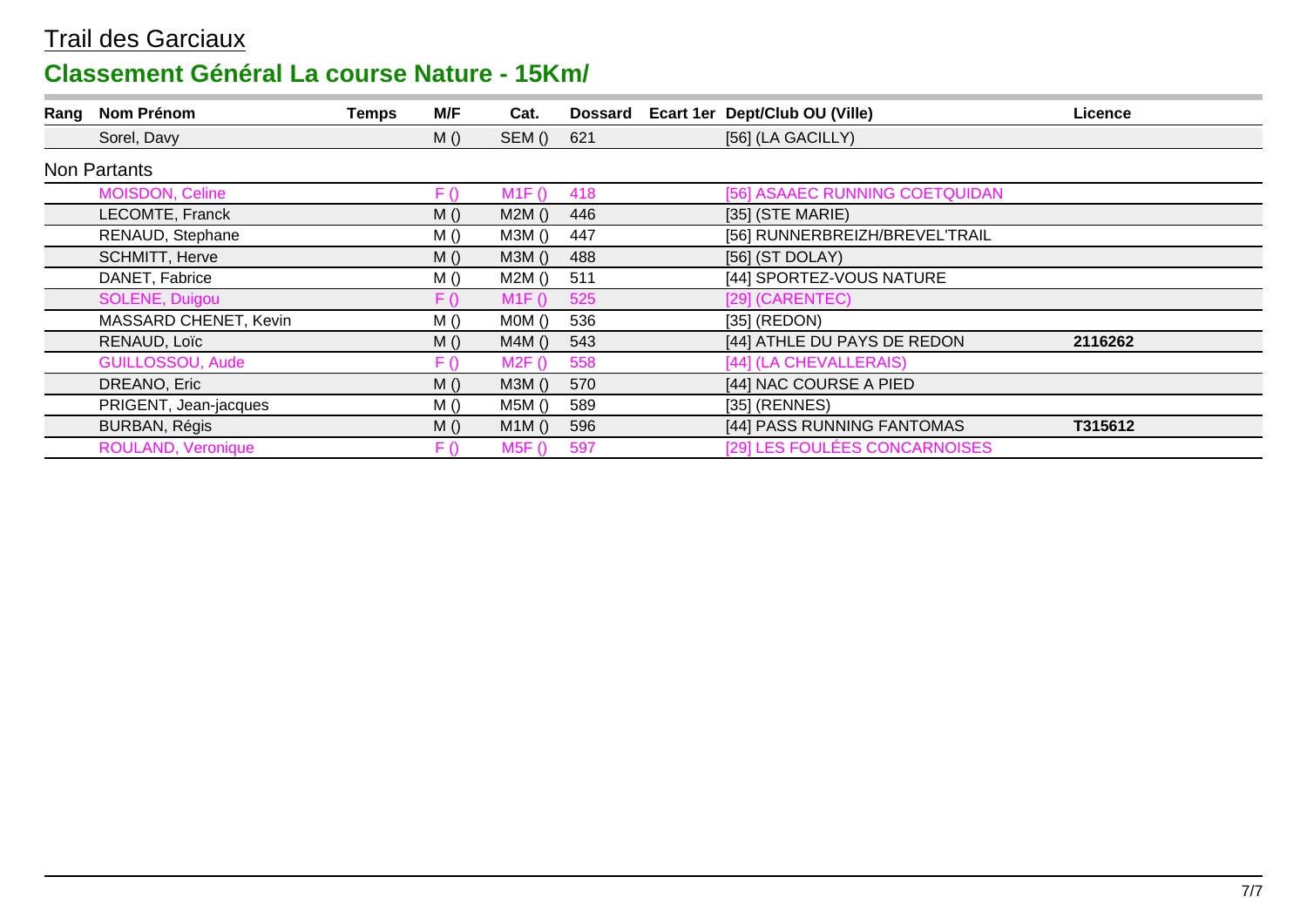# Trail des Garciaux

## Classement Général La course Nature - 15Km/

| Rang | Nom Prénom | Temps | M/F | Cat. | Dossard | Ecart 1er | Dept/Club OU (Ville) | Licence |
|---|---|---|---|---|---|---|---|---|
| | Sorel, Davy | | M () | SEM () | 621 | | [56] (LA GACILLY) | |

Non Partants

| Rang | Nom Prénom | Temps | M/F | Cat. | Dossard | Ecart 1er | Dept/Club OU (Ville) | Licence |
|---|---|---|---|---|---|---|---|---|
| | MOISDON, Celine | | F () | M1F () | 418 | | [56] ASAAEC RUNNING COETQUIDAN | |
| | LECOMTE, Franck | | M () | M2M () | 446 | | [35] (STE MARIE) | |
| | RENAUD, Stephane | | M () | M3M () | 447 | | [56] RUNNERBREIZH/BREVEL'TRAIL | |
| | SCHMITT, Herve | | M () | M3M () | 488 | | [56] (ST DOLAY) | |
| | DANET, Fabrice | | M () | M2M () | 511 | | [44] SPORTEZ-VOUS NATURE | |
| | SOLENE, Duigou | | F () | M1F () | 525 | | [29] (CARENTEC) | |
| | MASSARD CHENET, Kevin | | M () | M0M () | 536 | | [35] (REDON) | |
| | RENAUD, Loïc | | M () | M4M () | 543 | | [44] ATHLE DU PAYS DE REDON | **2116262** |
| | GUILLOSSOU, Aude | | F () | M2F () | 558 | | [44] (LA CHEVALLERAIS) | |
| | DREANO, Eric | | M () | M3M () | 570 | | [44] NAC COURSE A PIED | |
| | PRIGENT, Jean-jacques | | M () | M5M () | 589 | | [35] (RENNES) | |
| | BURBAN, Régis | | M () | M1M () | 596 | | [44] PASS RUNNING FANTOMAS | **T315612** |
| | ROULAND, Veronique | | F () | M5F () | 597 | | [29] LES FOULÉES CONCARNOISES | |